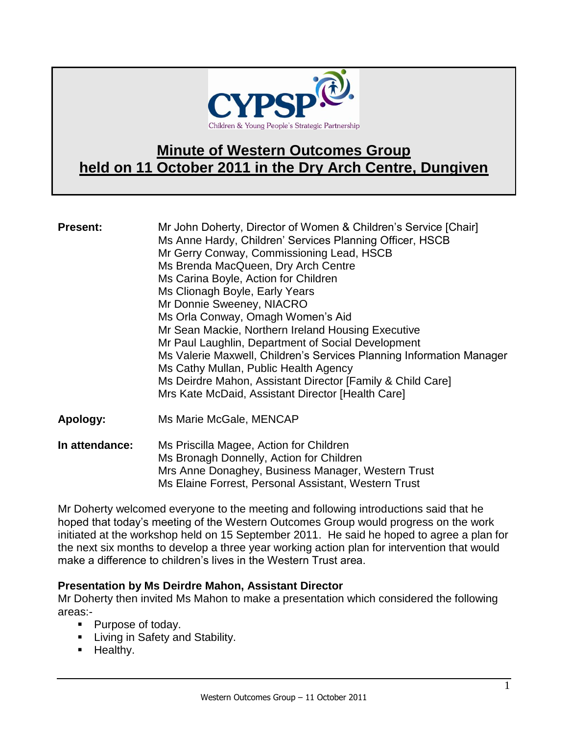CYPSP

Children & Young People's Strategic Partnership

# Minute of Western Outcomes Group held on 11 October 2011 in the Dry Arch Centre, Dungiven

**Present:**
Mr John Doherty, Director of Women & Children's Service [Chair]
Ms Anne Hardy, Children' Services Planning Officer, HSCB
Mr Gerry Conway, Commissioning Lead, HSCB
Ms Brenda MacQueen, Dry Arch Centre
Ms Carina Boyle, Action for Children
Ms Clionagh Boyle, Early Years
Mr Donnie Sweeney, NIACRO
Ms Orla Conway, Omagh Women's Aid
Mr Sean Mackie, Northern Ireland Housing Executive
Mr Paul Laughlin, Department of Social Development
Ms Valerie Maxwell, Children's Services Planning Information Manager
Ms Cathy Mullan, Public Health Agency
Ms Deirdre Mahon, Assistant Director [Family & Child Care]
Mrs Kate McDaid, Assistant Director [Health Care]

**Apology:**
Ms Marie McGale, MENCAP

**In attendance:**
Ms Priscilla Magee, Action for Children
Ms Bronagh Donnelly, Action for Children
Mrs Anne Donaghey, Business Manager, Western Trust
Ms Elaine Forrest, Personal Assistant, Western Trust

Mr Doherty welcomed everyone to the meeting and following introductions said that he hoped that today's meeting of the Western Outcomes Group would progress on the work initiated at the workshop held on 15 September 2011. He said he hoped to agree a plan for the next six months to develop a three year working action plan for intervention that would make a difference to children's lives in the Western Trust area.

**Presentation by Ms Deirdre Mahon, Assistant Director**

Mr Doherty then invited Ms Mahon to make a presentation which considered the following areas:-

- Purpose of today.
- Living in Safety and Stability.
- Healthy.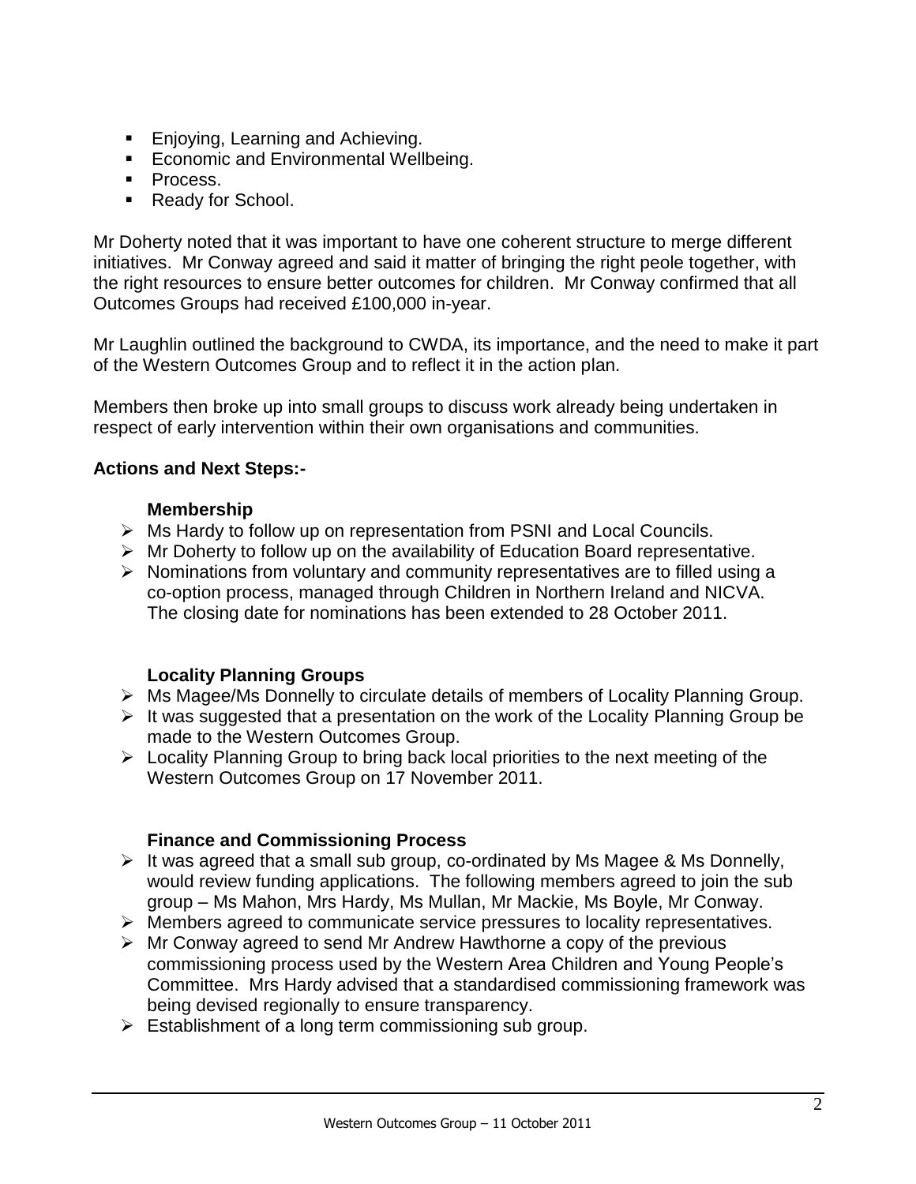- Enjoying, Learning and Achieving.
- Economic and Environmental Wellbeing.
- Process.
- Ready for School.

Mr Doherty noted that it was important to have one coherent structure to merge different initiatives. Mr Conway agreed and said it matter of bringing the right peole together, with the right resources to ensure better outcomes for children. Mr Conway confirmed that all Outcomes Groups had received £100,000 in-year.

Mr Laughlin outlined the background to CWDA, its importance, and the need to make it part of the Western Outcomes Group and to reflect it in the action plan.

Members then broke up into small groups to discuss work already being undertaken in respect of early intervention within their own organisations and communities.

**Actions and Next Steps:-**

**Membership**

- Ms Hardy to follow up on representation from PSNI and Local Councils.
- Mr Doherty to follow up on the availability of Education Board representative.
- Nominations from voluntary and community representatives are to filled using a co-option process, managed through Children in Northern Ireland and NICVA. The closing date for nominations has been extended to 28 October 2011.

**Locality Planning Groups**

- Ms Magee/Ms Donnelly to circulate details of members of Locality Planning Group.
- It was suggested that a presentation on the work of the Locality Planning Group be made to the Western Outcomes Group.
- Locality Planning Group to bring back local priorities to the next meeting of the Western Outcomes Group on 17 November 2011.

**Finance and Commissioning Process**

- It was agreed that a small sub group, co-ordinated by Ms Magee & Ms Donnelly, would review funding applications. The following members agreed to join the sub group – Ms Mahon, Mrs Hardy, Ms Mullan, Mr Mackie, Ms Boyle, Mr Conway.
- Members agreed to communicate service pressures to locality representatives.
- Mr Conway agreed to send Mr Andrew Hawthorne a copy of the previous commissioning process used by the Western Area Children and Young People's Committee. Mrs Hardy advised that a standardised commissioning framework was being devised regionally to ensure transparency.
- Establishment of a long term commissioning sub group.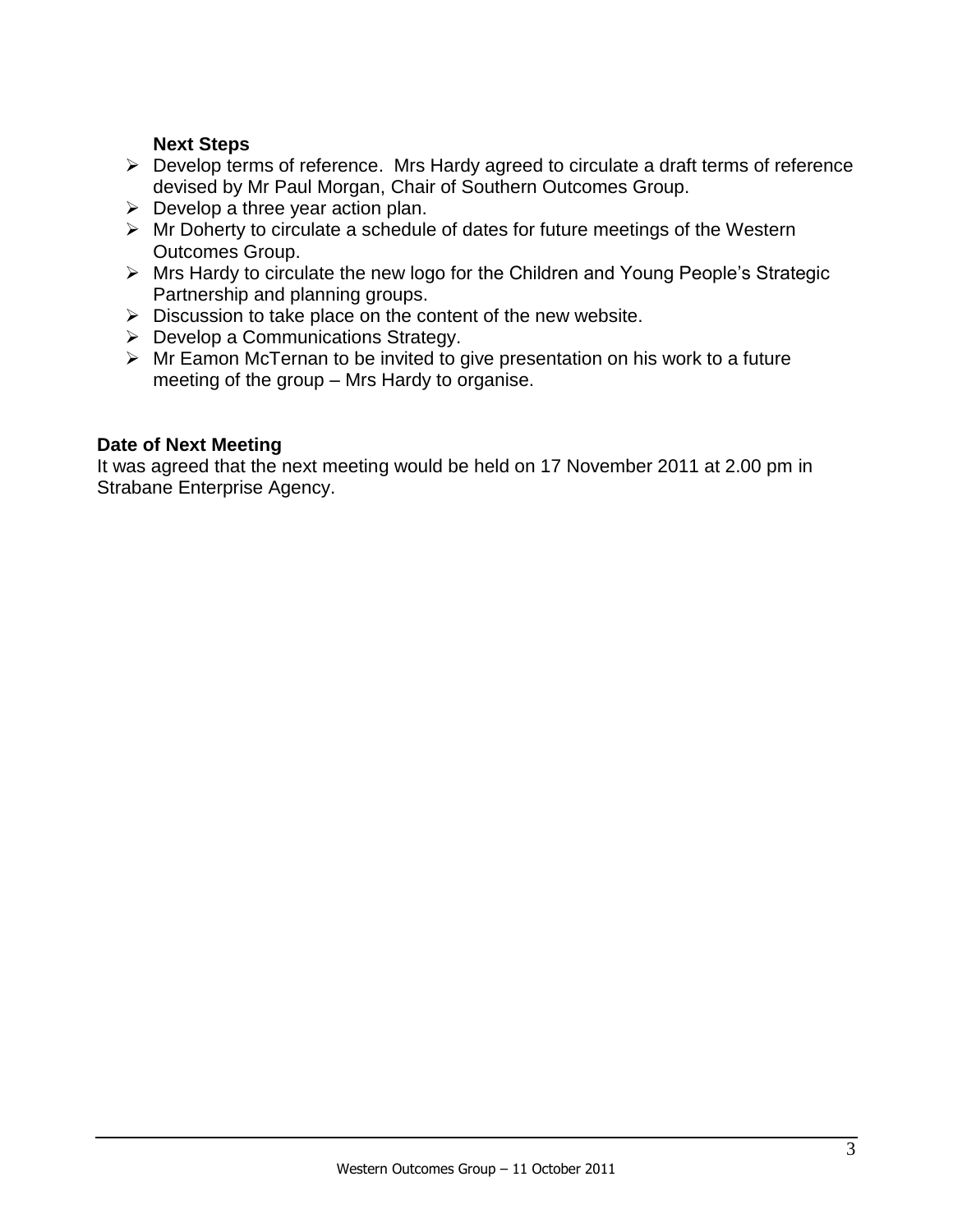**Next Steps**

- Develop terms of reference. Mrs Hardy agreed to circulate a draft terms of reference devised by Mr Paul Morgan, Chair of Southern Outcomes Group.
- Develop a three year action plan.
- Mr Doherty to circulate a schedule of dates for future meetings of the Western Outcomes Group.
- Mrs Hardy to circulate the new logo for the Children and Young People's Strategic Partnership and planning groups.
- Discussion to take place on the content of the new website.
- Develop a Communications Strategy.
- Mr Eamon McTernan to be invited to give presentation on his work to a future meeting of the group – Mrs Hardy to organise.

**Date of Next Meeting**

It was agreed that the next meeting would be held on 17 November 2011 at 2.00 pm in Strabane Enterprise Agency.